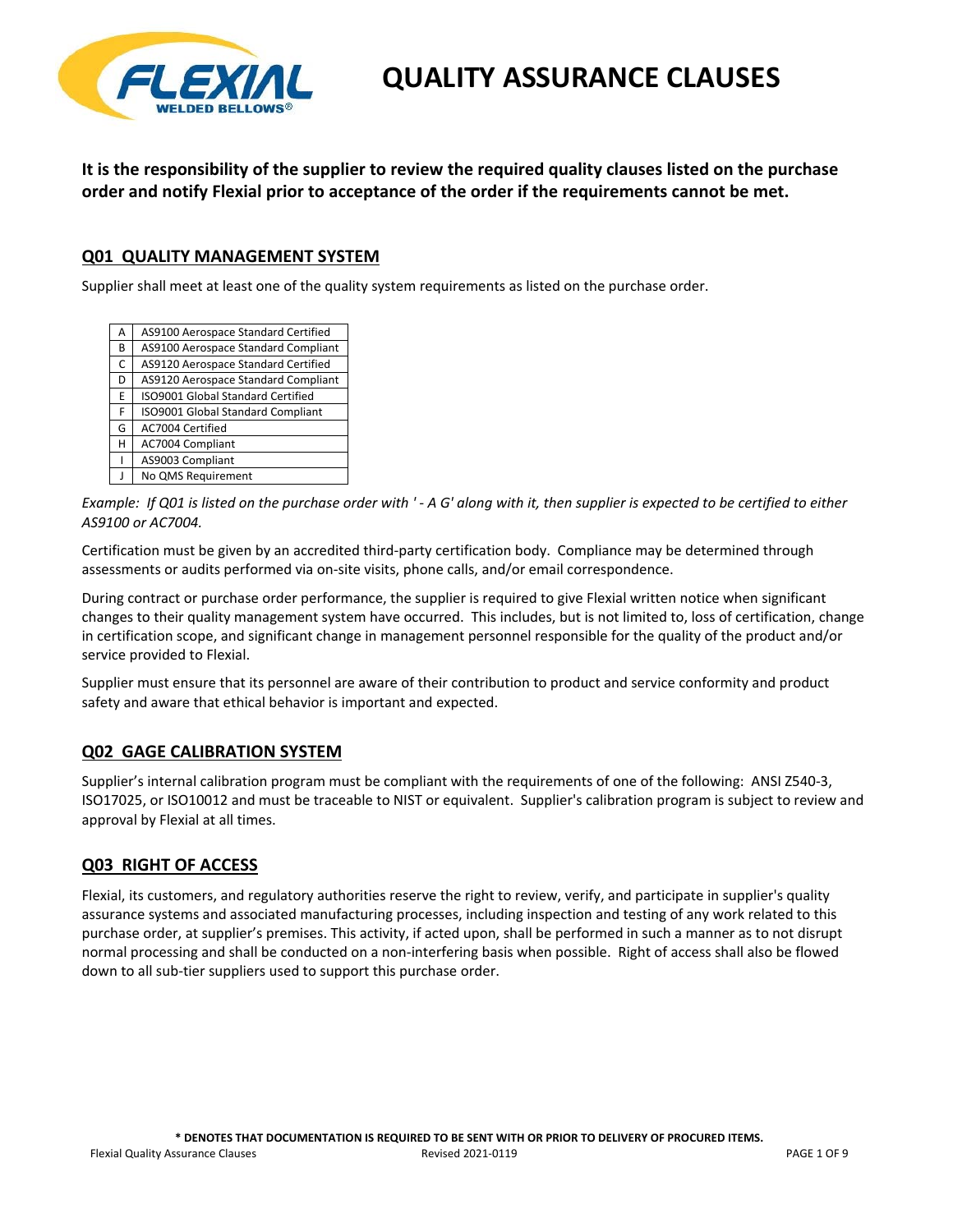# QUALITY ASSURANCE CLAUSES

**It is the responsibility of the supplier to review the required quality clauses listed on the purchase order and notify Flexial prior to acceptance of the order if the requirements cannot be met.**

## Q01 QUALITY MANAGEMENT SYSTEM

Supplier shall meet at least one of the quality system requirements as listed on the purchase order.

| | |
|---|---|
| A | AS9100 Aerospace Standard Certified |
| B | AS9100 Aerospace Standard Compliant |
| C | AS9120 Aerospace Standard Certified |
| D | AS9120 Aerospace Standard Compliant |
| E | ISO9001 Global Standard Certified |
| F | ISO9001 Global Standard Compliant |
| G | AC7004 Certified |
| H | AC7004 Compliant |
| I | AS9003 Compliant |
| J | No QMS Requirement |

*Example: If Q01 is listed on the purchase order with ' - A G' along with it, then supplier is expected to be certified to either AS9100 or AC7004.*

Certification must be given by an accredited third-party certification body. Compliance may be determined through assessments or audits performed via on-site visits, phone calls, and/or email correspondence.

During contract or purchase order performance, the supplier is required to give Flexial written notice when significant changes to their quality management system have occurred. This includes, but is not limited to, loss of certification, change in certification scope, and significant change in management personnel responsible for the quality of the product and/or service provided to Flexial.

Supplier must ensure that its personnel are aware of their contribution to product and service conformity and product safety and aware that ethical behavior is important and expected.

## Q02 GAGE CALIBRATION SYSTEM

Supplier's internal calibration program must be compliant with the requirements of one of the following: ANSI Z540-3, ISO17025, or ISO10012 and must be traceable to NIST or equivalent. Supplier's calibration program is subject to review and approval by Flexial at all times.

## Q03 RIGHT OF ACCESS

Flexial, its customers, and regulatory authorities reserve the right to review, verify, and participate in supplier's quality assurance systems and associated manufacturing processes, including inspection and testing of any work related to this purchase order, at supplier's premises. This activity, if acted upon, shall be performed in such a manner as to not disrupt normal processing and shall be conducted on a non-interfering basis when possible. Right of access shall also be flowed down to all sub-tier suppliers used to support this purchase order.

**\* DENOTES THAT DOCUMENTATION IS REQUIRED TO BE SENT WITH OR PRIOR TO DELIVERY OF PROCURED ITEMS.**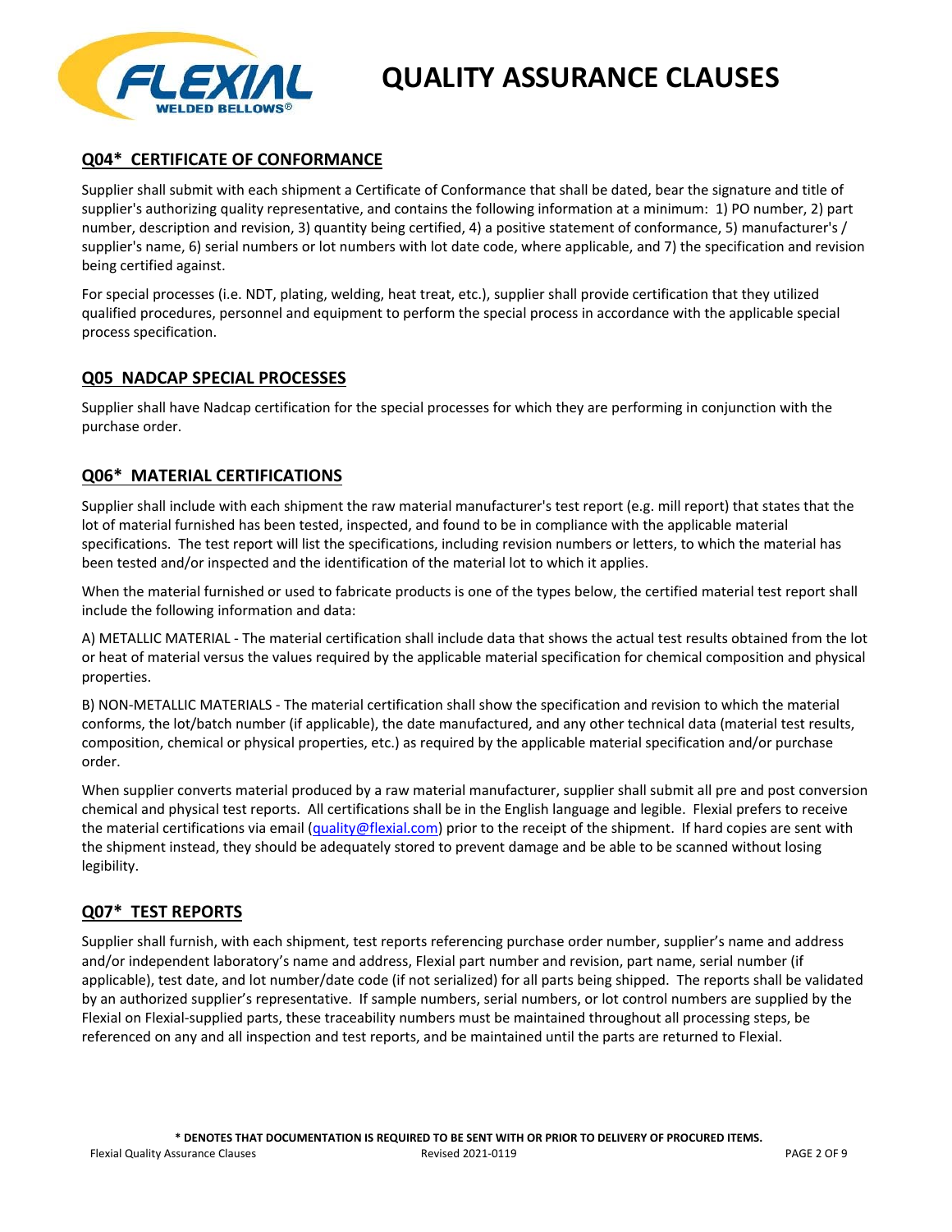# QUALITY ASSURANCE CLAUSES

## Q04* CERTIFICATE OF CONFORMANCE

Supplier shall submit with each shipment a Certificate of Conformance that shall be dated, bear the signature and title of supplier's authorizing quality representative, and contains the following information at a minimum: 1) PO number, 2) part number, description and revision, 3) quantity being certified, 4) a positive statement of conformance, 5) manufacturer's / supplier's name, 6) serial numbers or lot numbers with lot date code, where applicable, and 7) the specification and revision being certified against.

For special processes (i.e. NDT, plating, welding, heat treat, etc.), supplier shall provide certification that they utilized qualified procedures, personnel and equipment to perform the special process in accordance with the applicable special process specification.

## Q05 NADCAP SPECIAL PROCESSES

Supplier shall have Nadcap certification for the special processes for which they are performing in conjunction with the purchase order.

## Q06* MATERIAL CERTIFICATIONS

Supplier shall include with each shipment the raw material manufacturer's test report (e.g. mill report) that states that the lot of material furnished has been tested, inspected, and found to be in compliance with the applicable material specifications. The test report will list the specifications, including revision numbers or letters, to which the material has been tested and/or inspected and the identification of the material lot to which it applies.

When the material furnished or used to fabricate products is one of the types below, the certified material test report shall include the following information and data:

A) METALLIC MATERIAL - The material certification shall include data that shows the actual test results obtained from the lot or heat of material versus the values required by the applicable material specification for chemical composition and physical properties.

B) NON-METALLIC MATERIALS - The material certification shall show the specification and revision to which the material conforms, the lot/batch number (if applicable), the date manufactured, and any other technical data (material test results, composition, chemical or physical properties, etc.) as required by the applicable material specification and/or purchase order.

When supplier converts material produced by a raw material manufacturer, supplier shall submit all pre and post conversion chemical and physical test reports. All certifications shall be in the English language and legible. Flexial prefers to receive the material certifications via email (quality@flexial.com) prior to the receipt of the shipment. If hard copies are sent with the shipment instead, they should be adequately stored to prevent damage and be able to be scanned without losing legibility.

## Q07* TEST REPORTS

Supplier shall furnish, with each shipment, test reports referencing purchase order number, supplier's name and address and/or independent laboratory's name and address, Flexial part number and revision, part name, serial number (if applicable), test date, and lot number/date code (if not serialized) for all parts being shipped. The reports shall be validated by an authorized supplier's representative. If sample numbers, serial numbers, or lot control numbers are supplied by the Flexial on Flexial-supplied parts, these traceability numbers must be maintained throughout all processing steps, be referenced on any and all inspection and test reports, and be maintained until the parts are returned to Flexial.

**\* DENOTES THAT DOCUMENTATION IS REQUIRED TO BE SENT WITH OR PRIOR TO DELIVERY OF PROCURED ITEMS.**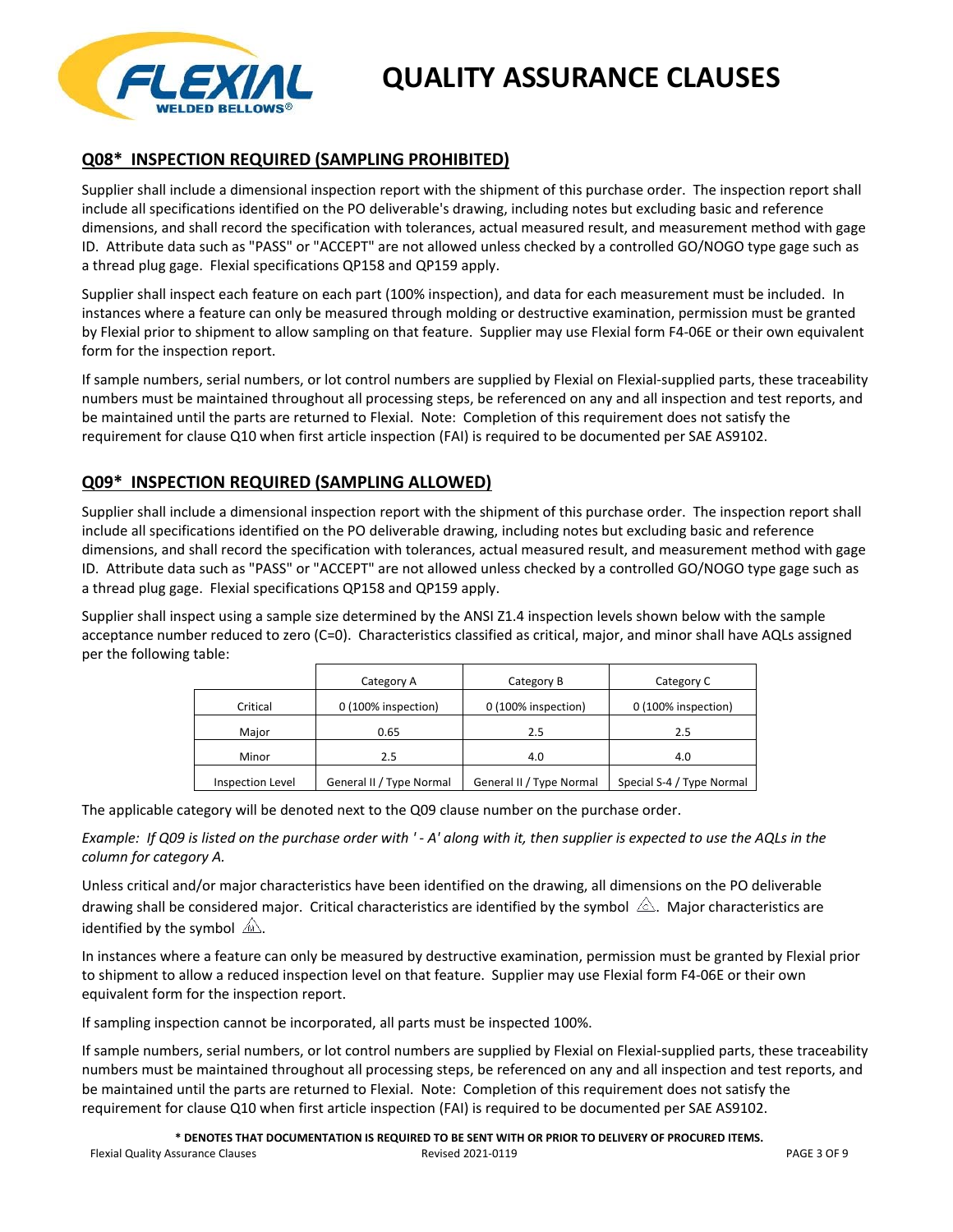## Q08* INSPECTION REQUIRED (SAMPLING PROHIBITED)

Supplier shall include a dimensional inspection report with the shipment of this purchase order. The inspection report shall include all specifications identified on the PO deliverable's drawing, including notes but excluding basic and reference dimensions, and shall record the specification with tolerances, actual measured result, and measurement method with gage ID. Attribute data such as "PASS" or "ACCEPT" are not allowed unless checked by a controlled GO/NOGO type gage such as a thread plug gage. Flexial specifications QP158 and QP159 apply.

Supplier shall inspect each feature on each part (100% inspection), and data for each measurement must be included. In instances where a feature can only be measured through molding or destructive examination, permission must be granted by Flexial prior to shipment to allow sampling on that feature. Supplier may use Flexial form F4-06E or their own equivalent form for the inspection report.

If sample numbers, serial numbers, or lot control numbers are supplied by Flexial on Flexial-supplied parts, these traceability numbers must be maintained throughout all processing steps, be referenced on any and all inspection and test reports, and be maintained until the parts are returned to Flexial. Note: Completion of this requirement does not satisfy the requirement for clause Q10 when first article inspection (FAI) is required to be documented per SAE AS9102.

## Q09* INSPECTION REQUIRED (SAMPLING ALLOWED)

Supplier shall include a dimensional inspection report with the shipment of this purchase order. The inspection report shall include all specifications identified on the PO deliverable drawing, including notes but excluding basic and reference dimensions, and shall record the specification with tolerances, actual measured result, and measurement method with gage ID. Attribute data such as "PASS" or "ACCEPT" are not allowed unless checked by a controlled GO/NOGO type gage such as a thread plug gage. Flexial specifications QP158 and QP159 apply.

Supplier shall inspect using a sample size determined by the ANSI Z1.4 inspection levels shown below with the sample acceptance number reduced to zero (C=0). Characteristics classified as critical, major, and minor shall have AQLs assigned per the following table:

| | Category A | Category B | Category C |
|---|---|---|---|
| Critical | 0 (100% inspection) | 0 (100% inspection) | 0 (100% inspection) |
| Major | 0.65 | 2.5 | 2.5 |
| Minor | 2.5 | 4.0 | 4.0 |
| Inspection Level | General II / Type Normal | General II / Type Normal | Special S-4 / Type Normal |

The applicable category will be denoted next to the Q09 clause number on the purchase order.

*Example: If Q09 is listed on the purchase order with ' - A' along with it, then supplier is expected to use the AQLs in the column for category A.*

Unless critical and/or major characteristics have been identified on the drawing, all dimensions on the PO deliverable drawing shall be considered major. Critical characteristics are identified by the symbol ⚠(C). Major characteristics are identified by the symbol ⚠(M).

In instances where a feature can only be measured by destructive examination, permission must be granted by Flexial prior to shipment to allow a reduced inspection level on that feature. Supplier may use Flexial form F4-06E or their own equivalent form for the inspection report.

If sampling inspection cannot be incorporated, all parts must be inspected 100%.

If sample numbers, serial numbers, or lot control numbers are supplied by Flexial on Flexial-supplied parts, these traceability numbers must be maintained throughout all processing steps, be referenced on any and all inspection and test reports, and be maintained until the parts are returned to Flexial. Note: Completion of this requirement does not satisfy the requirement for clause Q10 when first article inspection (FAI) is required to be documented per SAE AS9102.

**\* DENOTES THAT DOCUMENTATION IS REQUIRED TO BE SENT WITH OR PRIOR TO DELIVERY OF PROCURED ITEMS.**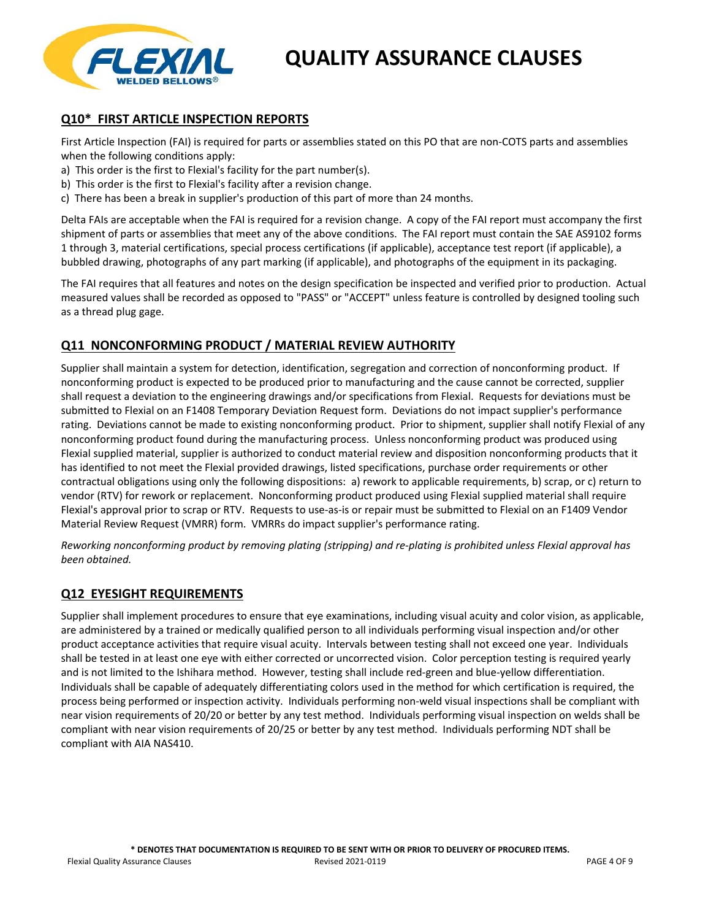## Q10* FIRST ARTICLE INSPECTION REPORTS

First Article Inspection (FAI) is required for parts or assemblies stated on this PO that are non-COTS parts and assemblies when the following conditions apply:

a) This order is the first to Flexial's facility for the part number(s).
b) This order is the first to Flexial's facility after a revision change.
c) There has been a break in supplier's production of this part of more than 24 months.

Delta FAIs are acceptable when the FAI is required for a revision change. A copy of the FAI report must accompany the first shipment of parts or assemblies that meet any of the above conditions. The FAI report must contain the SAE AS9102 forms 1 through 3, material certifications, special process certifications (if applicable), acceptance test report (if applicable), a bubbled drawing, photographs of any part marking (if applicable), and photographs of the equipment in its packaging.

The FAI requires that all features and notes on the design specification be inspected and verified prior to production. Actual measured values shall be recorded as opposed to "PASS" or "ACCEPT" unless feature is controlled by designed tooling such as a thread plug gage.

## Q11 NONCONFORMING PRODUCT / MATERIAL REVIEW AUTHORITY

Supplier shall maintain a system for detection, identification, segregation and correction of nonconforming product. If nonconforming product is expected to be produced prior to manufacturing and the cause cannot be corrected, supplier shall request a deviation to the engineering drawings and/or specifications from Flexial. Requests for deviations must be submitted to Flexial on an F1408 Temporary Deviation Request form. Deviations do not impact supplier's performance rating. Deviations cannot be made to existing nonconforming product. Prior to shipment, supplier shall notify Flexial of any nonconforming product found during the manufacturing process. Unless nonconforming product was produced using Flexial supplied material, supplier is authorized to conduct material review and disposition nonconforming products that it has identified to not meet the Flexial provided drawings, listed specifications, purchase order requirements or other contractual obligations using only the following dispositions: a) rework to applicable requirements, b) scrap, or c) return to vendor (RTV) for rework or replacement. Nonconforming product produced using Flexial supplied material shall require Flexial's approval prior to scrap or RTV. Requests to use-as-is or repair must be submitted to Flexial on an F1409 Vendor Material Review Request (VMRR) form. VMRRs do impact supplier's performance rating.

*Reworking nonconforming product by removing plating (stripping) and re-plating is prohibited unless Flexial approval has been obtained.*

## Q12 EYESIGHT REQUIREMENTS

Supplier shall implement procedures to ensure that eye examinations, including visual acuity and color vision, as applicable, are administered by a trained or medically qualified person to all individuals performing visual inspection and/or other product acceptance activities that require visual acuity. Intervals between testing shall not exceed one year. Individuals shall be tested in at least one eye with either corrected or uncorrected vision. Color perception testing is required yearly and is not limited to the Ishihara method. However, testing shall include red-green and blue-yellow differentiation. Individuals shall be capable of adequately differentiating colors used in the method for which certification is required, the process being performed or inspection activity. Individuals performing non-weld visual inspections shall be compliant with near vision requirements of 20/20 or better by any test method. Individuals performing visual inspection on welds shall be compliant with near vision requirements of 20/25 or better by any test method. Individuals performing NDT shall be compliant with AIA NAS410.

**\* DENOTES THAT DOCUMENTATION IS REQUIRED TO BE SENT WITH OR PRIOR TO DELIVERY OF PROCURED ITEMS.**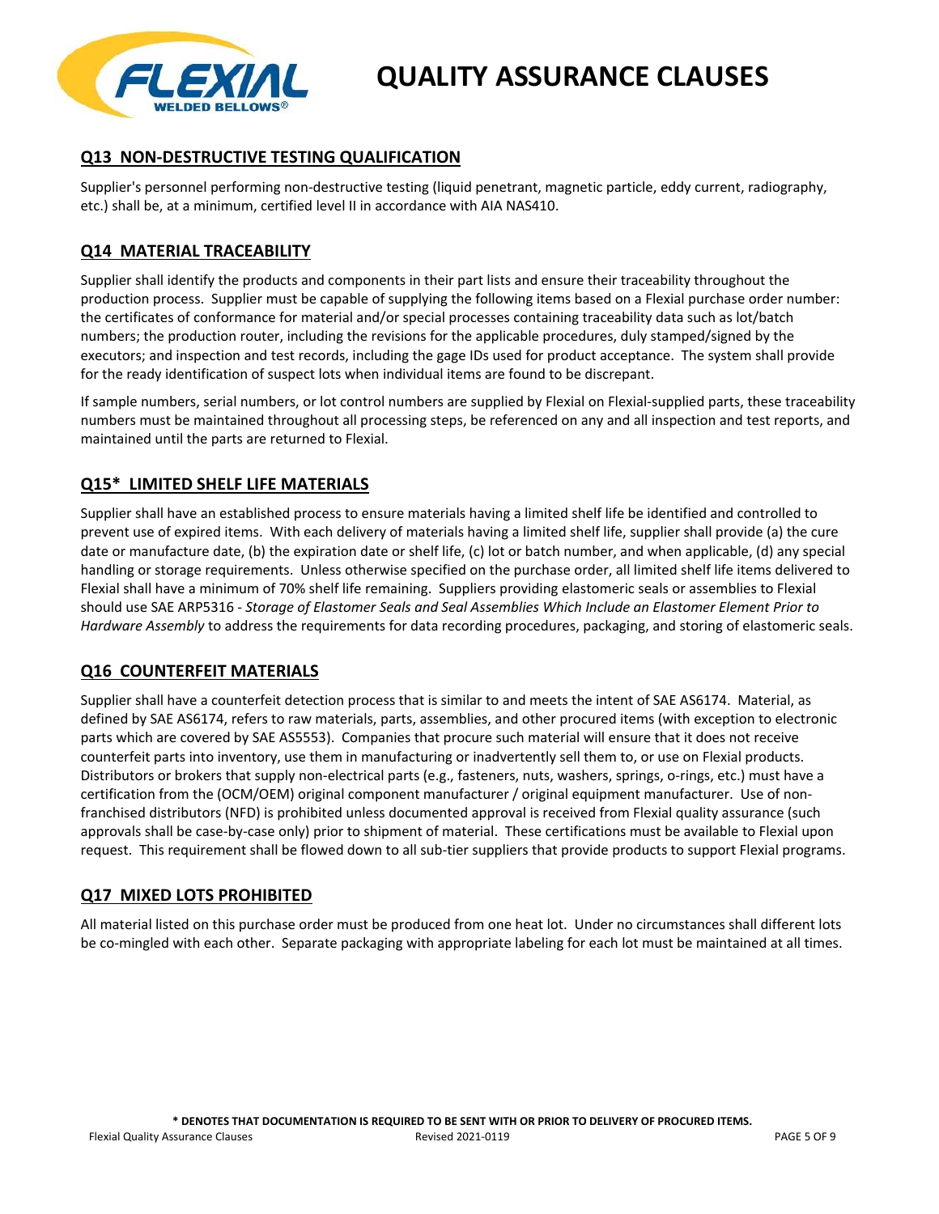# QUALITY ASSURANCE CLAUSES

## Q13 NON-DESTRUCTIVE TESTING QUALIFICATION

Supplier's personnel performing non-destructive testing (liquid penetrant, magnetic particle, eddy current, radiography, etc.) shall be, at a minimum, certified level II in accordance with AIA NAS410.

## Q14 MATERIAL TRACEABILITY

Supplier shall identify the products and components in their part lists and ensure their traceability throughout the production process. Supplier must be capable of supplying the following items based on a Flexial purchase order number: the certificates of conformance for material and/or special processes containing traceability data such as lot/batch numbers; the production router, including the revisions for the applicable procedures, duly stamped/signed by the executors; and inspection and test records, including the gage IDs used for product acceptance. The system shall provide for the ready identification of suspect lots when individual items are found to be discrepant.

If sample numbers, serial numbers, or lot control numbers are supplied by Flexial on Flexial-supplied parts, these traceability numbers must be maintained throughout all processing steps, be referenced on any and all inspection and test reports, and maintained until the parts are returned to Flexial.

## Q15* LIMITED SHELF LIFE MATERIALS

Supplier shall have an established process to ensure materials having a limited shelf life be identified and controlled to prevent use of expired items. With each delivery of materials having a limited shelf life, supplier shall provide (a) the cure date or manufacture date, (b) the expiration date or shelf life, (c) lot or batch number, and when applicable, (d) any special handling or storage requirements. Unless otherwise specified on the purchase order, all limited shelf life items delivered to Flexial shall have a minimum of 70% shelf life remaining. Suppliers providing elastomeric seals or assemblies to Flexial should use SAE ARP5316 - *Storage of Elastomer Seals and Seal Assemblies Which Include an Elastomer Element Prior to Hardware Assembly* to address the requirements for data recording procedures, packaging, and storing of elastomeric seals.

## Q16 COUNTERFEIT MATERIALS

Supplier shall have a counterfeit detection process that is similar to and meets the intent of SAE AS6174. Material, as defined by SAE AS6174, refers to raw materials, parts, assemblies, and other procured items (with exception to electronic parts which are covered by SAE AS5553). Companies that procure such material will ensure that it does not receive counterfeit parts into inventory, use them in manufacturing or inadvertently sell them to, or use on Flexial products. Distributors or brokers that supply non-electrical parts (e.g., fasteners, nuts, washers, springs, o-rings, etc.) must have a certification from the (OCM/OEM) original component manufacturer / original equipment manufacturer. Use of non-franchised distributors (NFD) is prohibited unless documented approval is received from Flexial quality assurance (such approvals shall be case-by-case only) prior to shipment of material. These certifications must be available to Flexial upon request. This requirement shall be flowed down to all sub-tier suppliers that provide products to support Flexial programs.

## Q17 MIXED LOTS PROHIBITED

All material listed on this purchase order must be produced from one heat lot. Under no circumstances shall different lots be co-mingled with each other. Separate packaging with appropriate labeling for each lot must be maintained at all times.

**\* DENOTES THAT DOCUMENTATION IS REQUIRED TO BE SENT WITH OR PRIOR TO DELIVERY OF PROCURED ITEMS.**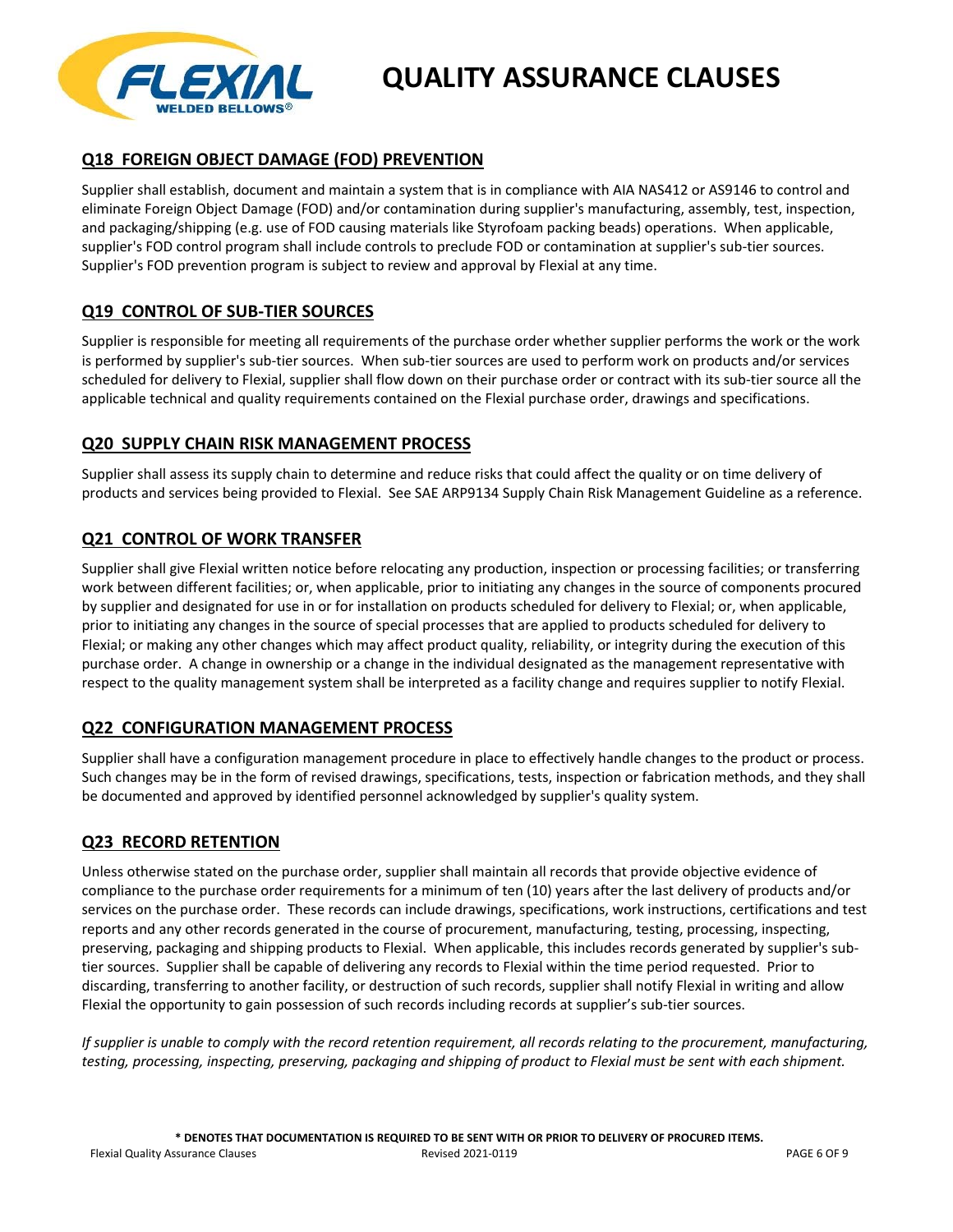## Q18 FOREIGN OBJECT DAMAGE (FOD) PREVENTION

Supplier shall establish, document and maintain a system that is in compliance with AIA NAS412 or AS9146 to control and eliminate Foreign Object Damage (FOD) and/or contamination during supplier's manufacturing, assembly, test, inspection, and packaging/shipping (e.g. use of FOD causing materials like Styrofoam packing beads) operations. When applicable, supplier's FOD control program shall include controls to preclude FOD or contamination at supplier's sub-tier sources. Supplier's FOD prevention program is subject to review and approval by Flexial at any time.

## Q19 CONTROL OF SUB-TIER SOURCES

Supplier is responsible for meeting all requirements of the purchase order whether supplier performs the work or the work is performed by supplier's sub-tier sources. When sub-tier sources are used to perform work on products and/or services scheduled for delivery to Flexial, supplier shall flow down on their purchase order or contract with its sub-tier source all the applicable technical and quality requirements contained on the Flexial purchase order, drawings and specifications.

## Q20 SUPPLY CHAIN RISK MANAGEMENT PROCESS

Supplier shall assess its supply chain to determine and reduce risks that could affect the quality or on time delivery of products and services being provided to Flexial. See SAE ARP9134 Supply Chain Risk Management Guideline as a reference.

## Q21 CONTROL OF WORK TRANSFER

Supplier shall give Flexial written notice before relocating any production, inspection or processing facilities; or transferring work between different facilities; or, when applicable, prior to initiating any changes in the source of components procured by supplier and designated for use in or for installation on products scheduled for delivery to Flexial; or, when applicable, prior to initiating any changes in the source of special processes that are applied to products scheduled for delivery to Flexial; or making any other changes which may affect product quality, reliability, or integrity during the execution of this purchase order. A change in ownership or a change in the individual designated as the management representative with respect to the quality management system shall be interpreted as a facility change and requires supplier to notify Flexial.

## Q22 CONFIGURATION MANAGEMENT PROCESS

Supplier shall have a configuration management procedure in place to effectively handle changes to the product or process. Such changes may be in the form of revised drawings, specifications, tests, inspection or fabrication methods, and they shall be documented and approved by identified personnel acknowledged by supplier's quality system.

## Q23 RECORD RETENTION

Unless otherwise stated on the purchase order, supplier shall maintain all records that provide objective evidence of compliance to the purchase order requirements for a minimum of ten (10) years after the last delivery of products and/or services on the purchase order. These records can include drawings, specifications, work instructions, certifications and test reports and any other records generated in the course of procurement, manufacturing, testing, processing, inspecting, preserving, packaging and shipping products to Flexial. When applicable, this includes records generated by supplier's sub-tier sources. Supplier shall be capable of delivering any records to Flexial within the time period requested. Prior to discarding, transferring to another facility, or destruction of such records, supplier shall notify Flexial in writing and allow Flexial the opportunity to gain possession of such records including records at supplier's sub-tier sources.

*If supplier is unable to comply with the record retention requirement, all records relating to the procurement, manufacturing, testing, processing, inspecting, preserving, packaging and shipping of product to Flexial must be sent with each shipment.*

**\* DENOTES THAT DOCUMENTATION IS REQUIRED TO BE SENT WITH OR PRIOR TO DELIVERY OF PROCURED ITEMS.**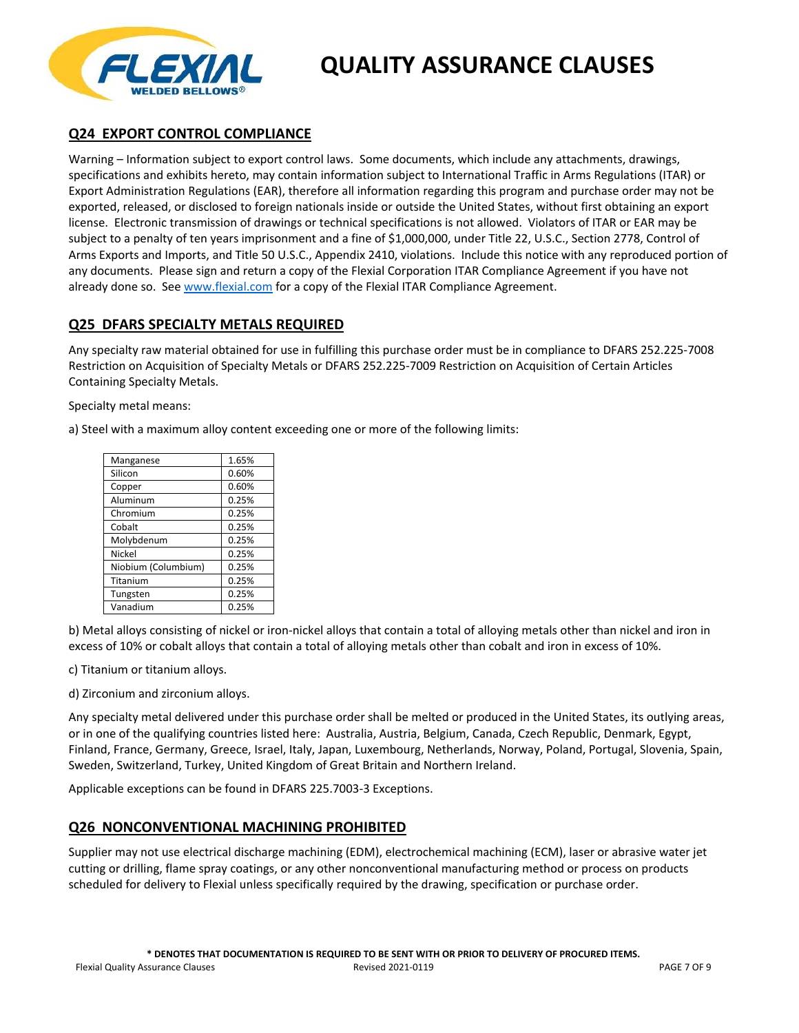# QUALITY ASSURANCE CLAUSES

## Q24 EXPORT CONTROL COMPLIANCE

Warning – Information subject to export control laws. Some documents, which include any attachments, drawings, specifications and exhibits hereto, may contain information subject to International Traffic in Arms Regulations (ITAR) or Export Administration Regulations (EAR), therefore all information regarding this program and purchase order may not be exported, released, or disclosed to foreign nationals inside or outside the United States, without first obtaining an export license. Electronic transmission of drawings or technical specifications is not allowed. Violators of ITAR or EAR may be subject to a penalty of ten years imprisonment and a fine of $1,000,000, under Title 22, U.S.C., Section 2778, Control of Arms Exports and Imports, and Title 50 U.S.C., Appendix 2410, violations. Include this notice with any reproduced portion of any documents. Please sign and return a copy of the Flexial Corporation ITAR Compliance Agreement if you have not already done so. See www.flexial.com for a copy of the Flexial ITAR Compliance Agreement.

## Q25 DFARS SPECIALTY METALS REQUIRED

Any specialty raw material obtained for use in fulfilling this purchase order must be in compliance to DFARS 252.225-7008 Restriction on Acquisition of Specialty Metals or DFARS 252.225-7009 Restriction on Acquisition of Certain Articles Containing Specialty Metals.

Specialty metal means:

a) Steel with a maximum alloy content exceeding one or more of the following limits:

| | |
|---|---|
| Manganese | 1.65% |
| Silicon | 0.60% |
| Copper | 0.60% |
| Aluminum | 0.25% |
| Chromium | 0.25% |
| Cobalt | 0.25% |
| Molybdenum | 0.25% |
| Nickel | 0.25% |
| Niobium (Columbium) | 0.25% |
| Titanium | 0.25% |
| Tungsten | 0.25% |
| Vanadium | 0.25% |

b) Metal alloys consisting of nickel or iron-nickel alloys that contain a total of alloying metals other than nickel and iron in excess of 10% or cobalt alloys that contain a total of alloying metals other than cobalt and iron in excess of 10%.

c) Titanium or titanium alloys.

d) Zirconium and zirconium alloys.

Any specialty metal delivered under this purchase order shall be melted or produced in the United States, its outlying areas, or in one of the qualifying countries listed here: Australia, Austria, Belgium, Canada, Czech Republic, Denmark, Egypt, Finland, France, Germany, Greece, Israel, Italy, Japan, Luxembourg, Netherlands, Norway, Poland, Portugal, Slovenia, Spain, Sweden, Switzerland, Turkey, United Kingdom of Great Britain and Northern Ireland.

Applicable exceptions can be found in DFARS 225.7003-3 Exceptions.

## Q26 NONCONVENTIONAL MACHINING PROHIBITED

Supplier may not use electrical discharge machining (EDM), electrochemical machining (ECM), laser or abrasive water jet cutting or drilling, flame spray coatings, or any other nonconventional manufacturing method or process on products scheduled for delivery to Flexial unless specifically required by the drawing, specification or purchase order.

**\* DENOTES THAT DOCUMENTATION IS REQUIRED TO BE SENT WITH OR PRIOR TO DELIVERY OF PROCURED ITEMS.**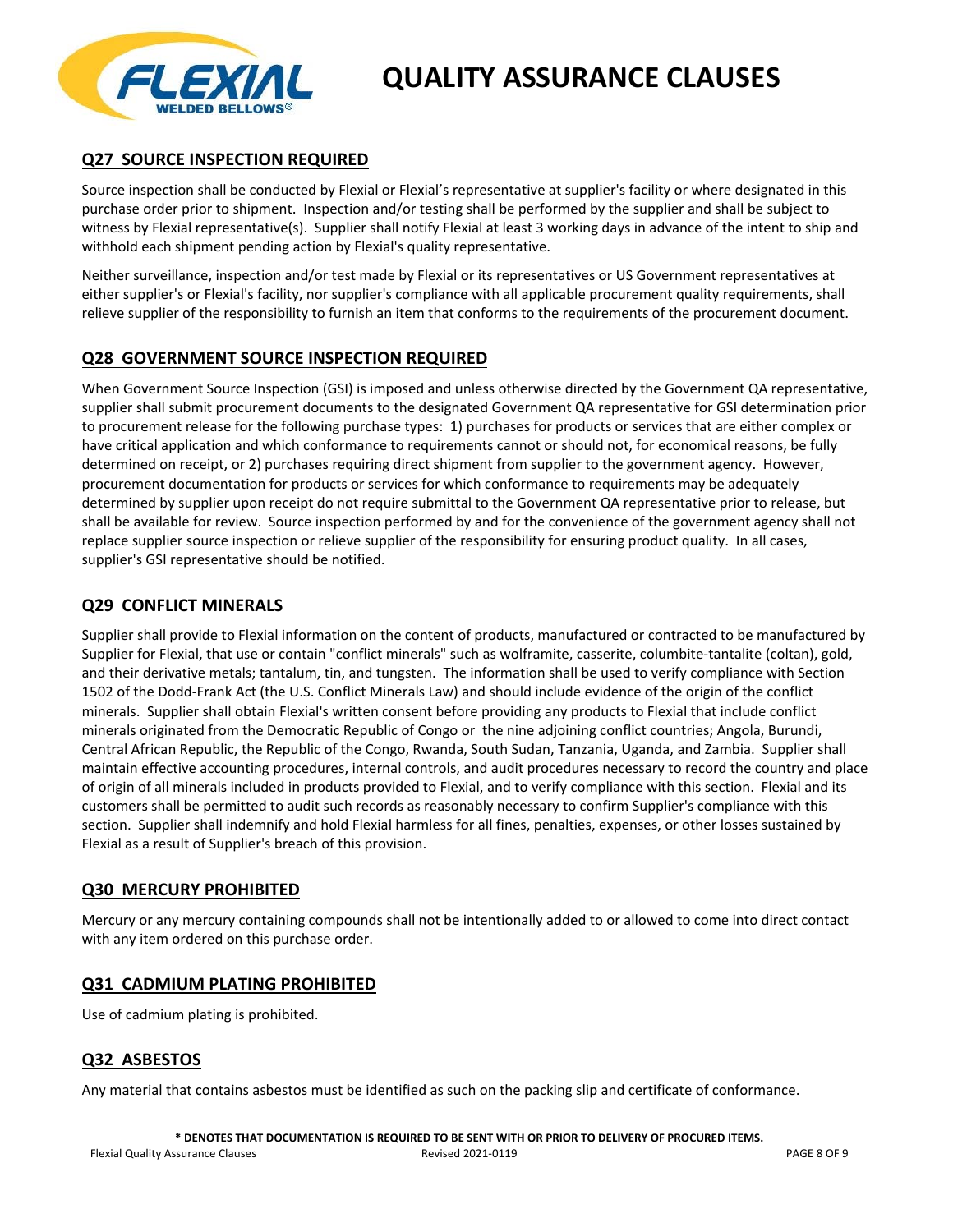# QUALITY ASSURANCE CLAUSES

## Q27 SOURCE INSPECTION REQUIRED

Source inspection shall be conducted by Flexial or Flexial's representative at supplier's facility or where designated in this purchase order prior to shipment. Inspection and/or testing shall be performed by the supplier and shall be subject to witness by Flexial representative(s). Supplier shall notify Flexial at least 3 working days in advance of the intent to ship and withhold each shipment pending action by Flexial's quality representative.

Neither surveillance, inspection and/or test made by Flexial or its representatives or US Government representatives at either supplier's or Flexial's facility, nor supplier's compliance with all applicable procurement quality requirements, shall relieve supplier of the responsibility to furnish an item that conforms to the requirements of the procurement document.

## Q28 GOVERNMENT SOURCE INSPECTION REQUIRED

When Government Source Inspection (GSI) is imposed and unless otherwise directed by the Government QA representative, supplier shall submit procurement documents to the designated Government QA representative for GSI determination prior to procurement release for the following purchase types: 1) purchases for products or services that are either complex or have critical application and which conformance to requirements cannot or should not, for economical reasons, be fully determined on receipt, or 2) purchases requiring direct shipment from supplier to the government agency. However, procurement documentation for products or services for which conformance to requirements may be adequately determined by supplier upon receipt do not require submittal to the Government QA representative prior to release, but shall be available for review. Source inspection performed by and for the convenience of the government agency shall not replace supplier source inspection or relieve supplier of the responsibility for ensuring product quality. In all cases, supplier's GSI representative should be notified.

## Q29 CONFLICT MINERALS

Supplier shall provide to Flexial information on the content of products, manufactured or contracted to be manufactured by Supplier for Flexial, that use or contain "conflict minerals" such as wolframite, casserite, columbite-tantalite (coltan), gold, and their derivative metals; tantalum, tin, and tungsten. The information shall be used to verify compliance with Section 1502 of the Dodd-Frank Act (the U.S. Conflict Minerals Law) and should include evidence of the origin of the conflict minerals. Supplier shall obtain Flexial's written consent before providing any products to Flexial that include conflict minerals originated from the Democratic Republic of Congo or the nine adjoining conflict countries; Angola, Burundi, Central African Republic, the Republic of the Congo, Rwanda, South Sudan, Tanzania, Uganda, and Zambia. Supplier shall maintain effective accounting procedures, internal controls, and audit procedures necessary to record the country and place of origin of all minerals included in products provided to Flexial, and to verify compliance with this section. Flexial and its customers shall be permitted to audit such records as reasonably necessary to confirm Supplier's compliance with this section. Supplier shall indemnify and hold Flexial harmless for all fines, penalties, expenses, or other losses sustained by Flexial as a result of Supplier's breach of this provision.

## Q30 MERCURY PROHIBITED

Mercury or any mercury containing compounds shall not be intentionally added to or allowed to come into direct contact with any item ordered on this purchase order.

## Q31 CADMIUM PLATING PROHIBITED

Use of cadmium plating is prohibited.

## Q32 ASBESTOS

Any material that contains asbestos must be identified as such on the packing slip and certificate of conformance.

**\* DENOTES THAT DOCUMENTATION IS REQUIRED TO BE SENT WITH OR PRIOR TO DELIVERY OF PROCURED ITEMS.**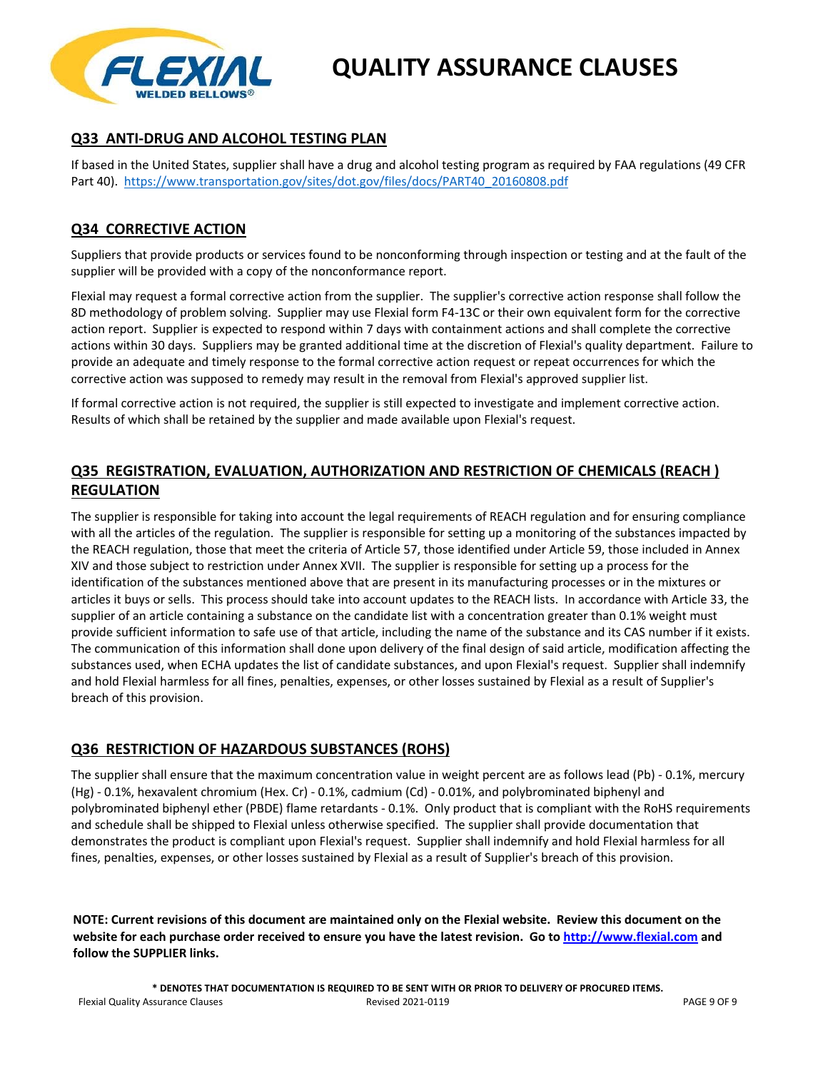# QUALITY ASSURANCE CLAUSES

## Q33 ANTI-DRUG AND ALCOHOL TESTING PLAN

If based in the United States, supplier shall have a drug and alcohol testing program as required by FAA regulations (49 CFR Part 40). https://www.transportation.gov/sites/dot.gov/files/docs/PART40_20160808.pdf

## Q34 CORRECTIVE ACTION

Suppliers that provide products or services found to be nonconforming through inspection or testing and at the fault of the supplier will be provided with a copy of the nonconformance report.

Flexial may request a formal corrective action from the supplier. The supplier's corrective action response shall follow the 8D methodology of problem solving. Supplier may use Flexial form F4-13C or their own equivalent form for the corrective action report. Supplier is expected to respond within 7 days with containment actions and shall complete the corrective actions within 30 days. Suppliers may be granted additional time at the discretion of Flexial's quality department. Failure to provide an adequate and timely response to the formal corrective action request or repeat occurrences for which the corrective action was supposed to remedy may result in the removal from Flexial's approved supplier list.

If formal corrective action is not required, the supplier is still expected to investigate and implement corrective action. Results of which shall be retained by the supplier and made available upon Flexial's request.

## Q35 REGISTRATION, EVALUATION, AUTHORIZATION AND RESTRICTION OF CHEMICALS (REACH ) REGULATION

The supplier is responsible for taking into account the legal requirements of REACH regulation and for ensuring compliance with all the articles of the regulation. The supplier is responsible for setting up a monitoring of the substances impacted by the REACH regulation, those that meet the criteria of Article 57, those identified under Article 59, those included in Annex XIV and those subject to restriction under Annex XVII. The supplier is responsible for setting up a process for the identification of the substances mentioned above that are present in its manufacturing processes or in the mixtures or articles it buys or sells. This process should take into account updates to the REACH lists. In accordance with Article 33, the supplier of an article containing a substance on the candidate list with a concentration greater than 0.1% weight must provide sufficient information to safe use of that article, including the name of the substance and its CAS number if it exists. The communication of this information shall done upon delivery of the final design of said article, modification affecting the substances used, when ECHA updates the list of candidate substances, and upon Flexial's request. Supplier shall indemnify and hold Flexial harmless for all fines, penalties, expenses, or other losses sustained by Flexial as a result of Supplier's breach of this provision.

## Q36 RESTRICTION OF HAZARDOUS SUBSTANCES (ROHS)

The supplier shall ensure that the maximum concentration value in weight percent are as follows lead (Pb) - 0.1%, mercury (Hg) - 0.1%, hexavalent chromium (Hex. Cr) - 0.1%, cadmium (Cd) - 0.01%, and polybrominated biphenyl and polybrominated biphenyl ether (PBDE) flame retardants - 0.1%. Only product that is compliant with the RoHS requirements and schedule shall be shipped to Flexial unless otherwise specified. The supplier shall provide documentation that demonstrates the product is compliant upon Flexial's request. Supplier shall indemnify and hold Flexial harmless for all fines, penalties, expenses, or other losses sustained by Flexial as a result of Supplier's breach of this provision.

**NOTE: Current revisions of this document are maintained only on the Flexial website. Review this document on the website for each purchase order received to ensure you have the latest revision. Go to http://www.flexial.com and follow the SUPPLIER links.**

**\* DENOTES THAT DOCUMENTATION IS REQUIRED TO BE SENT WITH OR PRIOR TO DELIVERY OF PROCURED ITEMS.**